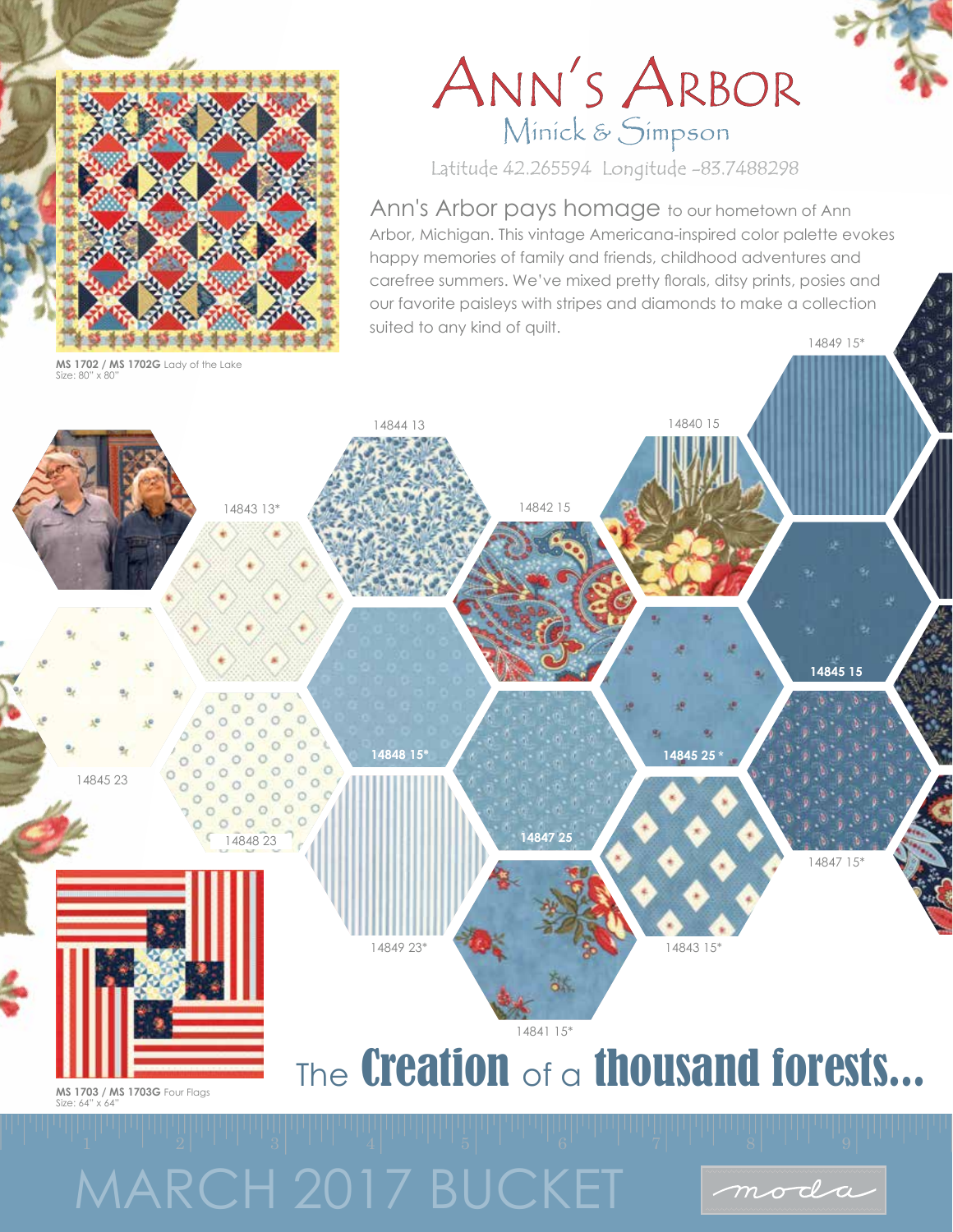# Ann's Arbor

## Minick & Simpson

Latitude 42.265594 Longitude -83.7488298

Ann's Arbor pays homage to our hometown of Ann Arbor, Michigan. This vintage Americana-inspired color palette evokes happy memories of family and friends, childhood adventures and carefree summers. We've mixed pretty florals, ditsy prints, posies and our favorite paisleys with stripes and diamonds to make a collection suited to any kind of quilt.

**MS 1702 / MS 1702G** Lady of the Lake
Size: 80" x 80"

14849 15*

14844 13

14840 15

14843 13*

14842 15

14845 15

14845 23

14848 15*

14845 25 *

14848 23

14847 25

14847 15*

14849 23*

14843 15*

14841 15*

**MS 1703 / MS 1703G** Four Flags
Size: 64" x 64"

The **Creation** of a **thousand forests...**

MARCH 2017 BUCKET

moda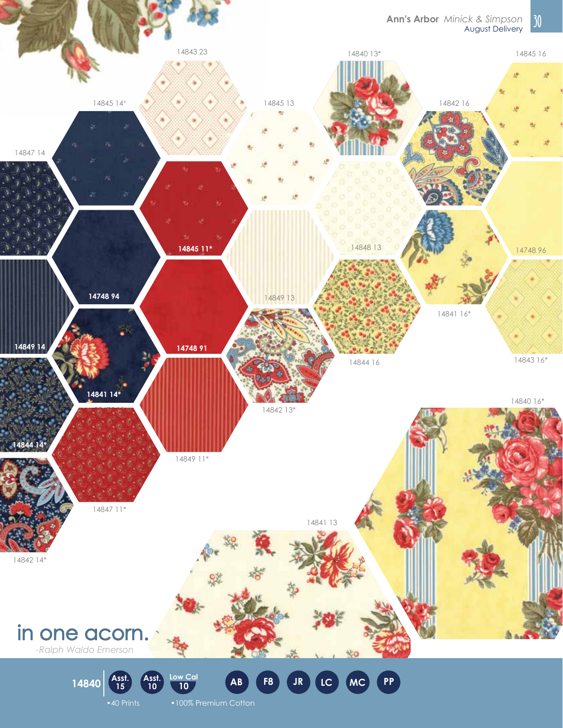**Ann's Arbor** *Minick & Simpson*
August Delivery

14843 23

14840 13*

14845 16

14845 14*

14845 13

14842 16

14847 14

14845 11*

14848 13

14748 96

14748 94

14849 13

14841 16*

14849 14

14748 91

14844 16

14843 16*

14841 14*

14842 13*

14840 16*

14844 14*

14849 11*

14847 11*

14841 13

14842 14*

in one acorn.

*-Ralph Waldo Emerson*

14840 Asst. 15 Asst. 10 Low Cal 10 AB F8 JR LC MC PP

• 40 Prints

• 100% Premium Cotton